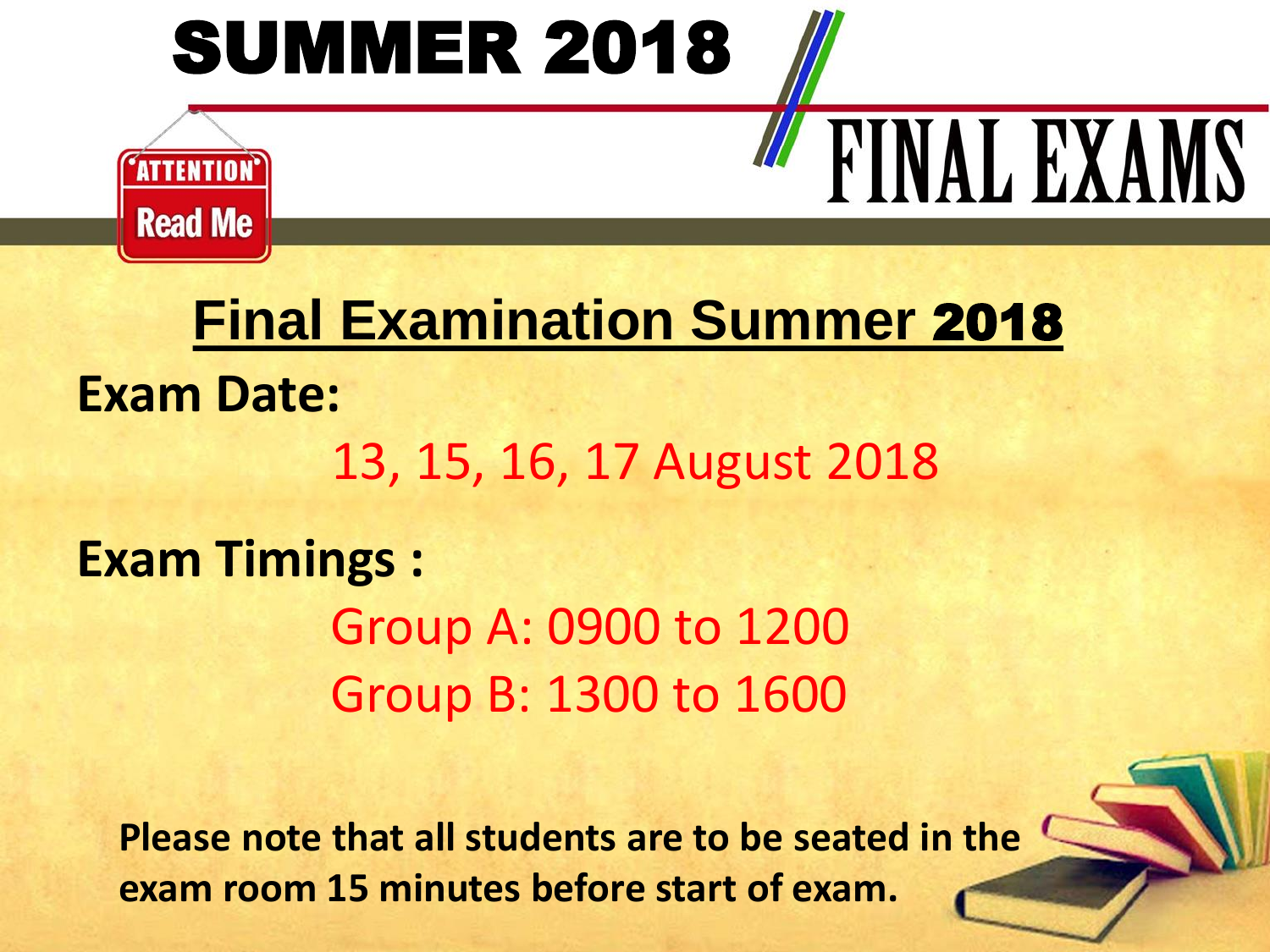# SUMMER 2018

# FINAL EXAMS

ATTENTION
Read Me

## Final Examination Summer 2018

**Exam Date:**

13, 15, 16, 17 August 2018

**Exam Timings :**

Group A: 0900 to 1200
Group B: 1300 to 1600

**Please note that all students are to be seated in the exam room 15 minutes before start of exam.**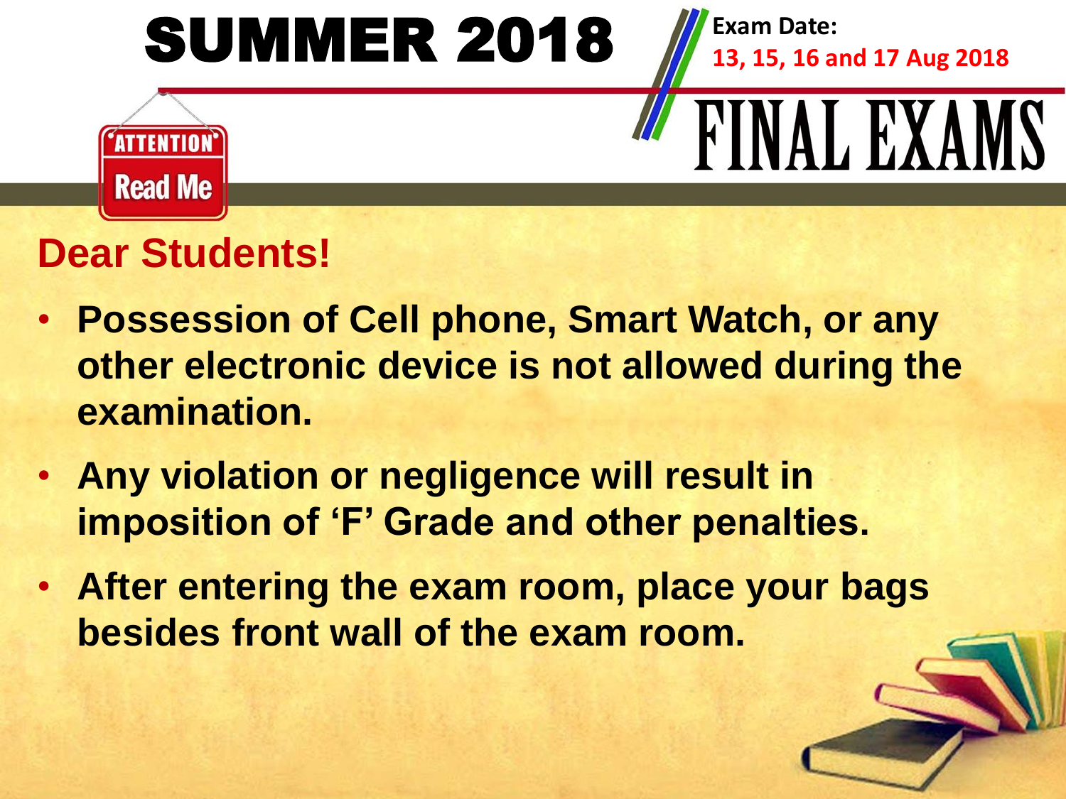# SUMMER 2018

**Exam Date:**
**13, 15, 16 and 17 Aug 2018**

# FINAL EXAMS

**ATTENTION**
**Read Me**

## Dear Students!

- **Possession of Cell phone, Smart Watch, or any other electronic device is not allowed during the examination.**
- **Any violation or negligence will result in imposition of 'F' Grade and other penalties.**
- **After entering the exam room, place your bags besides front wall of the exam room.**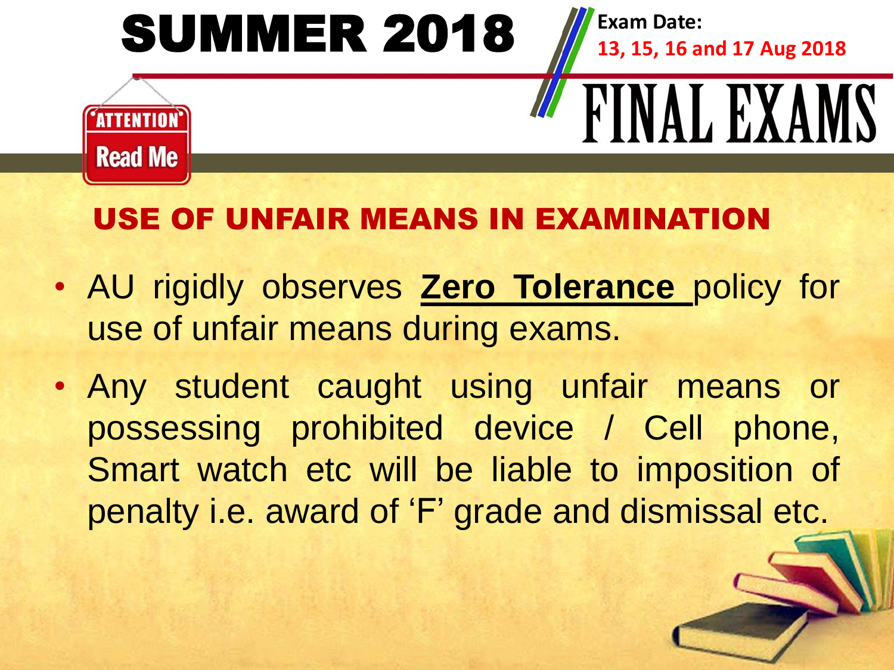# SUMMER 2018

**Exam Date:**
**13, 15, 16 and 17 Aug 2018**

# FINAL EXAMS

ATTENTION
Read Me

## USE OF UNFAIR MEANS IN EXAMINATION

- AU rigidly observes **Zero Tolerance** policy for use of unfair means during exams.
- Any student caught using unfair means or possessing prohibited device / Cell phone, Smart watch etc will be liable to imposition of penalty i.e. award of 'F' grade and dismissal etc.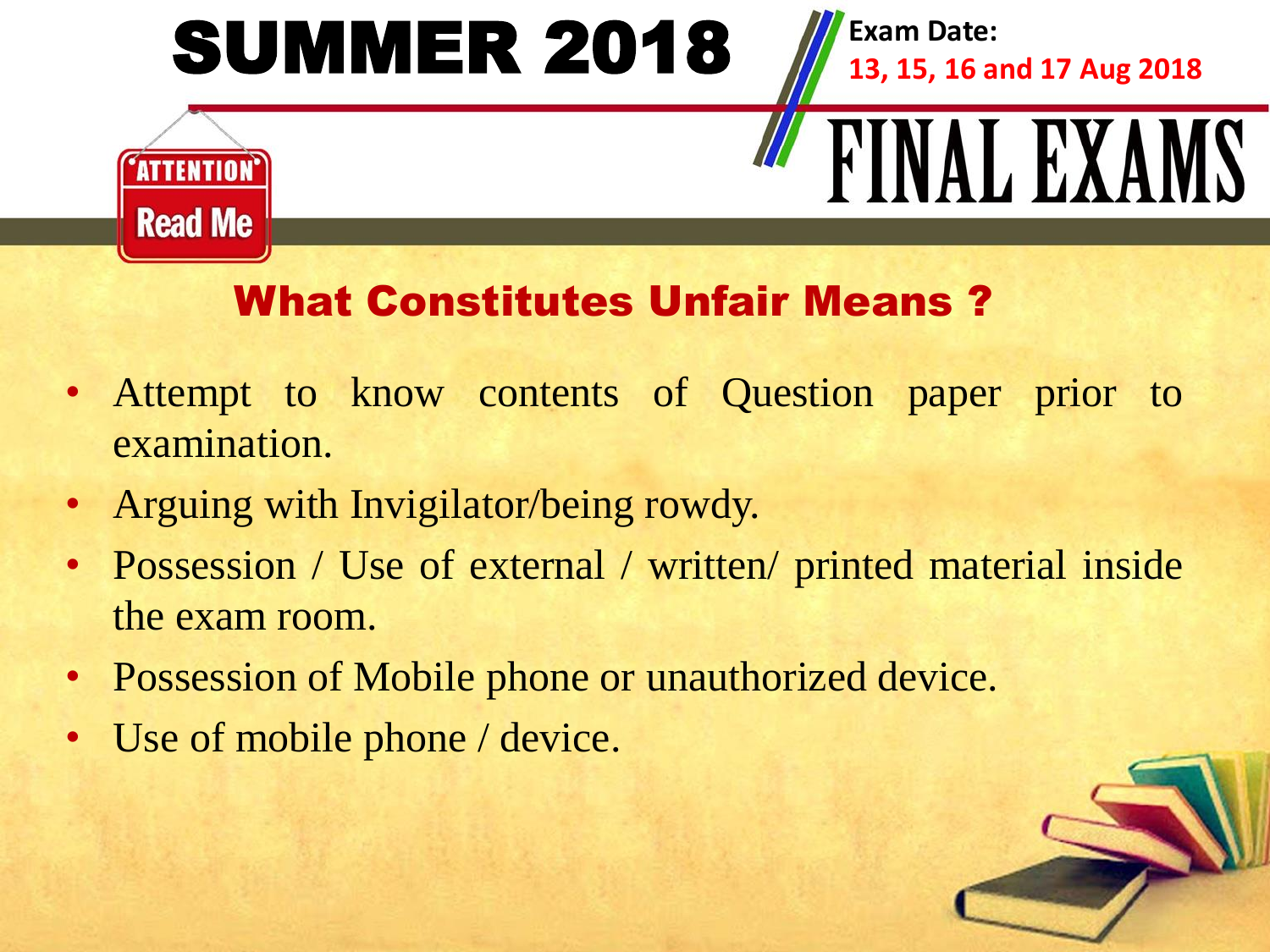# SUMMER 2018

**Exam Date:**
**13, 15, 16 and 17 Aug 2018**

# FINAL EXAMS

ATTENTION
Read Me

## What Constitutes Unfair Means ?

- Attempt to know contents of Question paper prior to examination.
- Arguing with Invigilator/being rowdy.
- Possession / Use of external / written/ printed material inside the exam room.
- Possession of Mobile phone or unauthorized device.
- Use of mobile phone / device.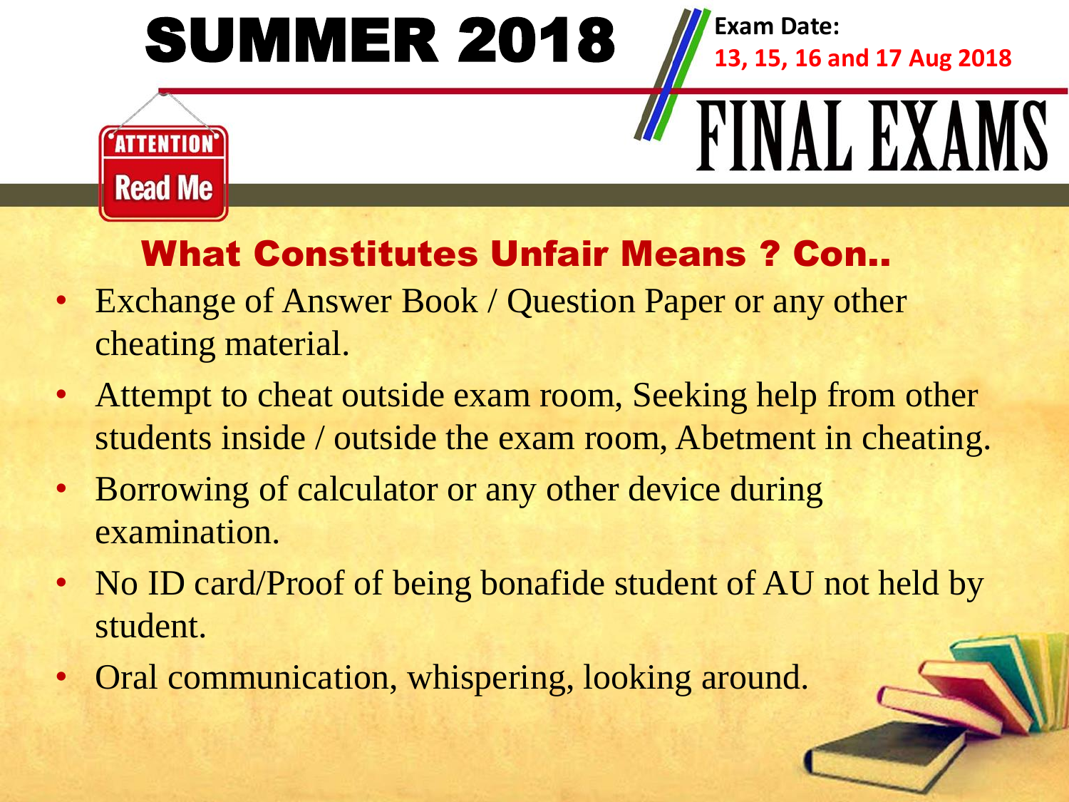# SUMMER 2018

**Exam Date:**
**13, 15, 16 and 17 Aug 2018**

# FINAL EXAMS

ATTENTION
Read Me

## What Constitutes Unfair Means ? Con..

- Exchange of Answer Book / Question Paper or any other cheating material.
- Attempt to cheat outside exam room, Seeking help from other students inside / outside the exam room, Abetment in cheating.
- Borrowing of calculator or any other device during examination.
- No ID card/Proof of being bonafide student of AU not held by student.
- Oral communication, whispering, looking around.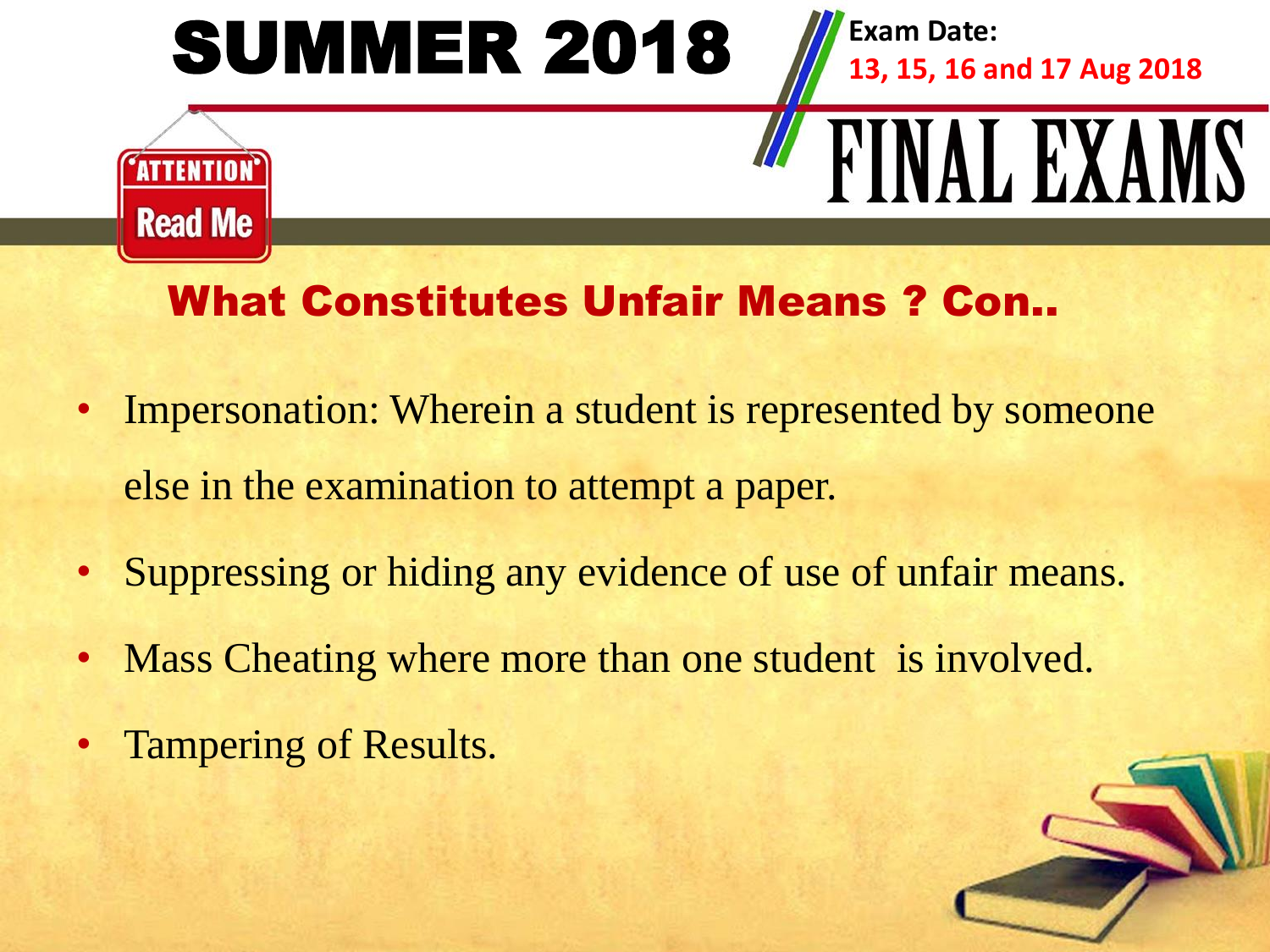# SUMMER 2018

**Exam Date:**
**13, 15, 16 and 17 Aug 2018**

# FINAL EXAMS

ATTENTION
Read Me

## What Constitutes Unfair Means ? Con..

- Impersonation: Wherein a student is represented by someone else in the examination to attempt a paper.
- Suppressing or hiding any evidence of use of unfair means.
- Mass Cheating where more than one student is involved.
- Tampering of Results.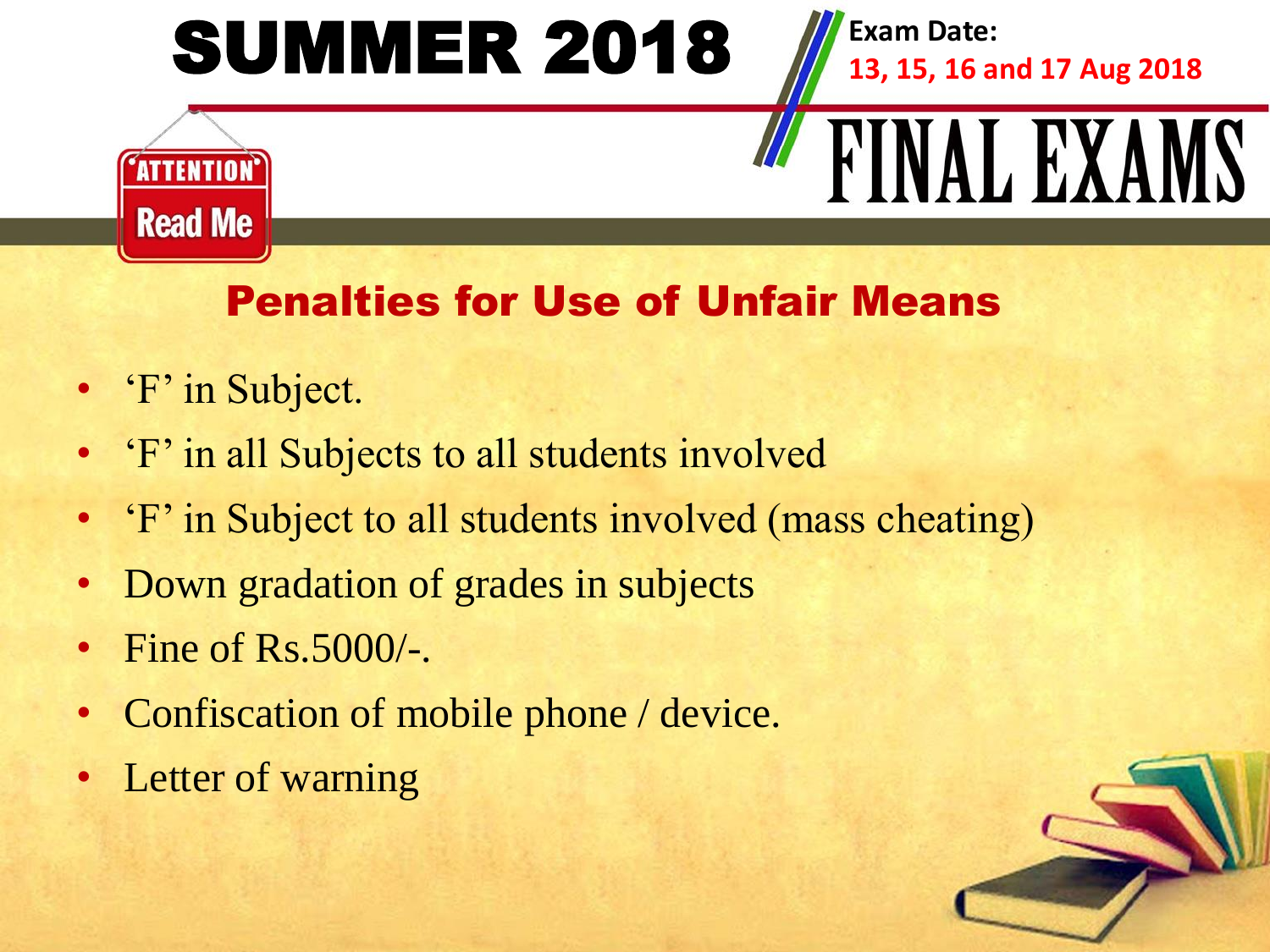# SUMMER 2018

**Exam Date:**
**13, 15, 16 and 17 Aug 2018**

# FINAL EXAMS

ATTENTION
Read Me

## Penalties for Use of Unfair Means

- ‘F’ in Subject.
- ‘F’ in all Subjects to all students involved
- ‘F’ in Subject to all students involved (mass cheating)
- Down gradation of grades in subjects
- Fine of Rs.5000/-.
- Confiscation of mobile phone / device.
- Letter of warning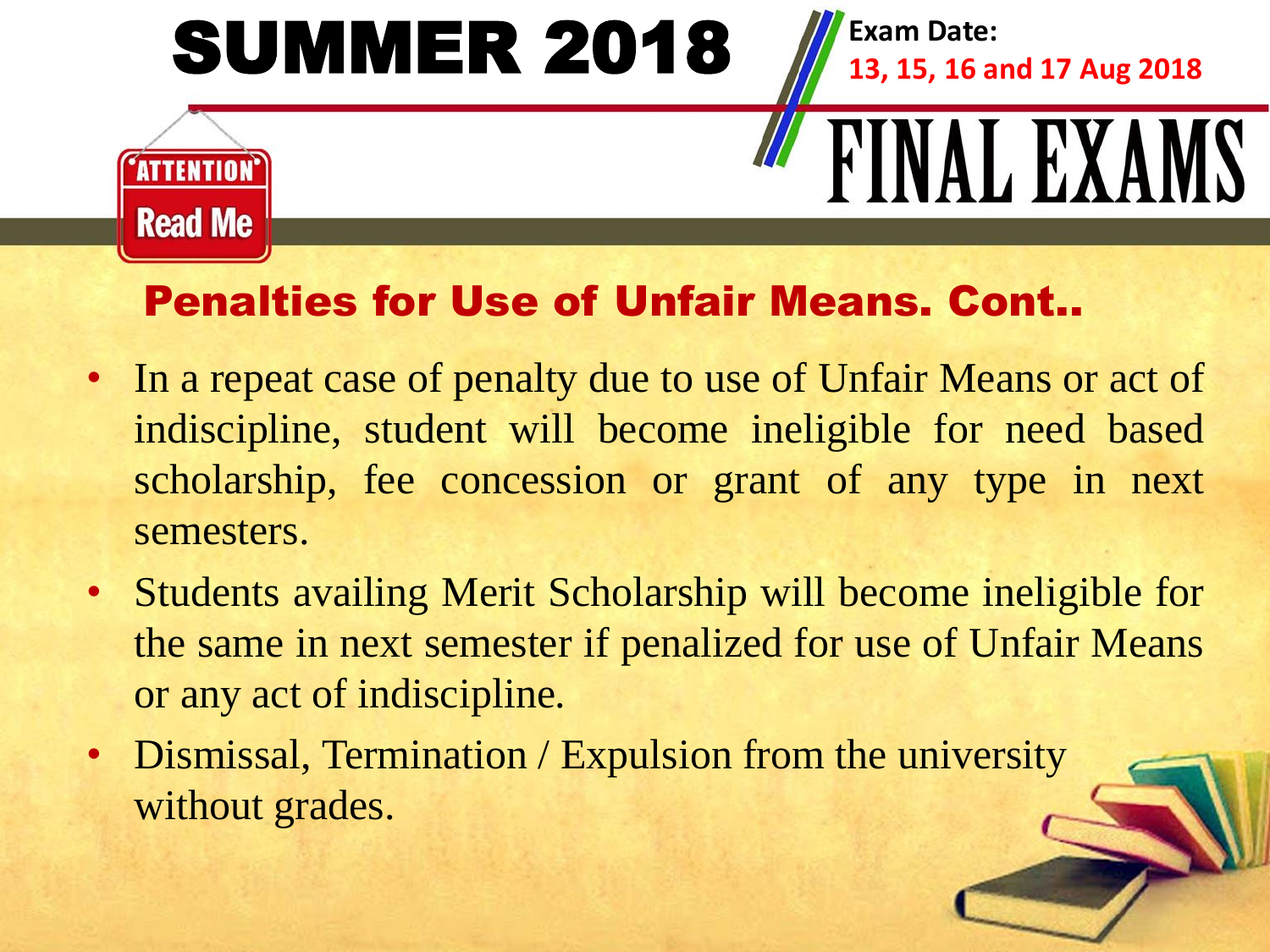# SUMMER 2018

**Exam Date:**
**13, 15, 16 and 17 Aug 2018**

# FINAL EXAMS

ATTENTION
Read Me

## Penalties for Use of Unfair Means. Cont..

- In a repeat case of penalty due to use of Unfair Means or act of indiscipline, student will become ineligible for need based scholarship, fee concession or grant of any type in next semesters.
- Students availing Merit Scholarship will become ineligible for the same in next semester if penalized for use of Unfair Means or any act of indiscipline.
- Dismissal, Termination / Expulsion from the university without grades.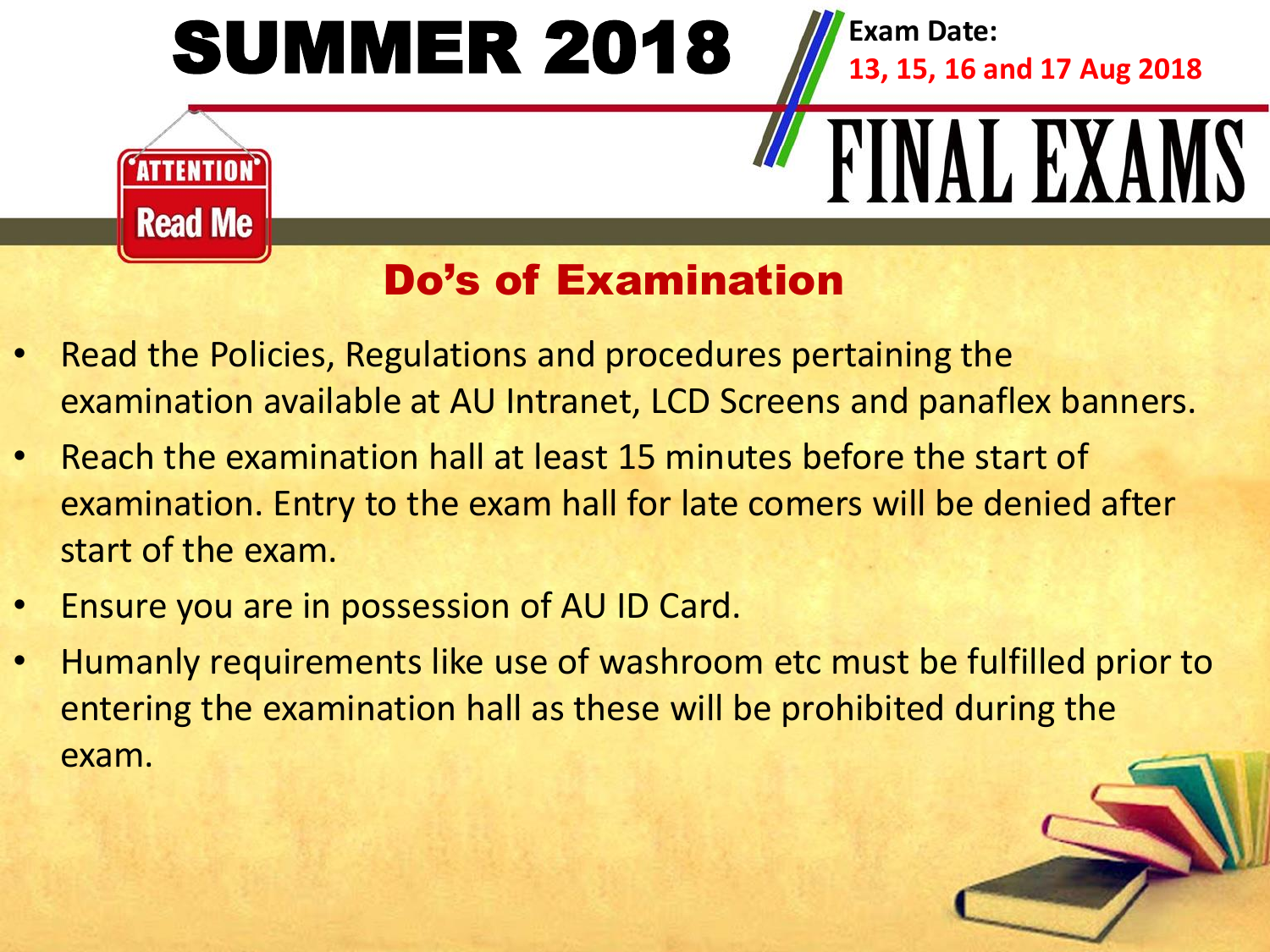# SUMMER 2018

**Exam Date:**
**13, 15, 16 and 17 Aug 2018**

# FINAL EXAMS

ATTENTION
Read Me

## Do's of Examination

- Read the Policies, Regulations and procedures pertaining the examination available at AU Intranet, LCD Screens and panaflex banners.
- Reach the examination hall at least 15 minutes before the start of examination. Entry to the exam hall for late comers will be denied after start of the exam.
- Ensure you are in possession of AU ID Card.
- Humanly requirements like use of washroom etc must be fulfilled prior to entering the examination hall as these will be prohibited during the exam.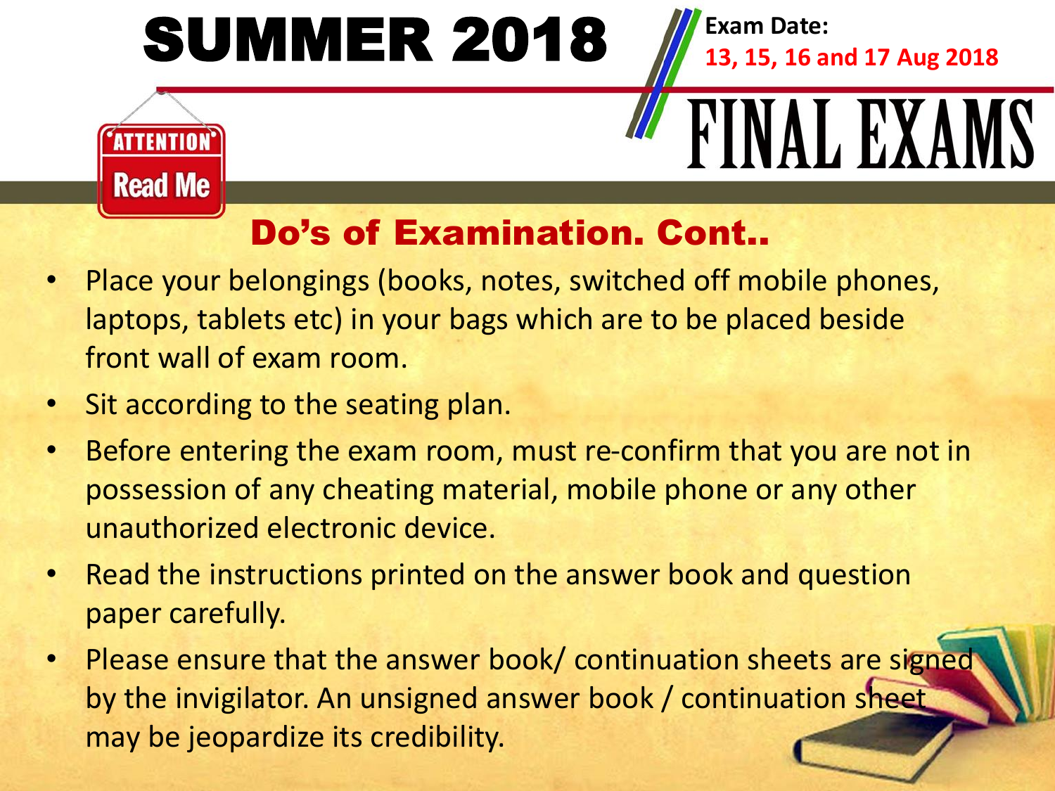# SUMMER 2018

**Exam Date:**
**13, 15, 16 and 17 Aug 2018**

# FINAL EXAMS

ATTENTION
Read Me

## Do's of Examination. Cont..

- Place your belongings (books, notes, switched off mobile phones, laptops, tablets etc) in your bags which are to be placed beside front wall of exam room.
- Sit according to the seating plan.
- Before entering the exam room, must re-confirm that you are not in possession of any cheating material, mobile phone or any other unauthorized electronic device.
- Read the instructions printed on the answer book and question paper carefully.
- Please ensure that the answer book/ continuation sheets are signed by the invigilator. An unsigned answer book / continuation sheet may be jeopardize its credibility.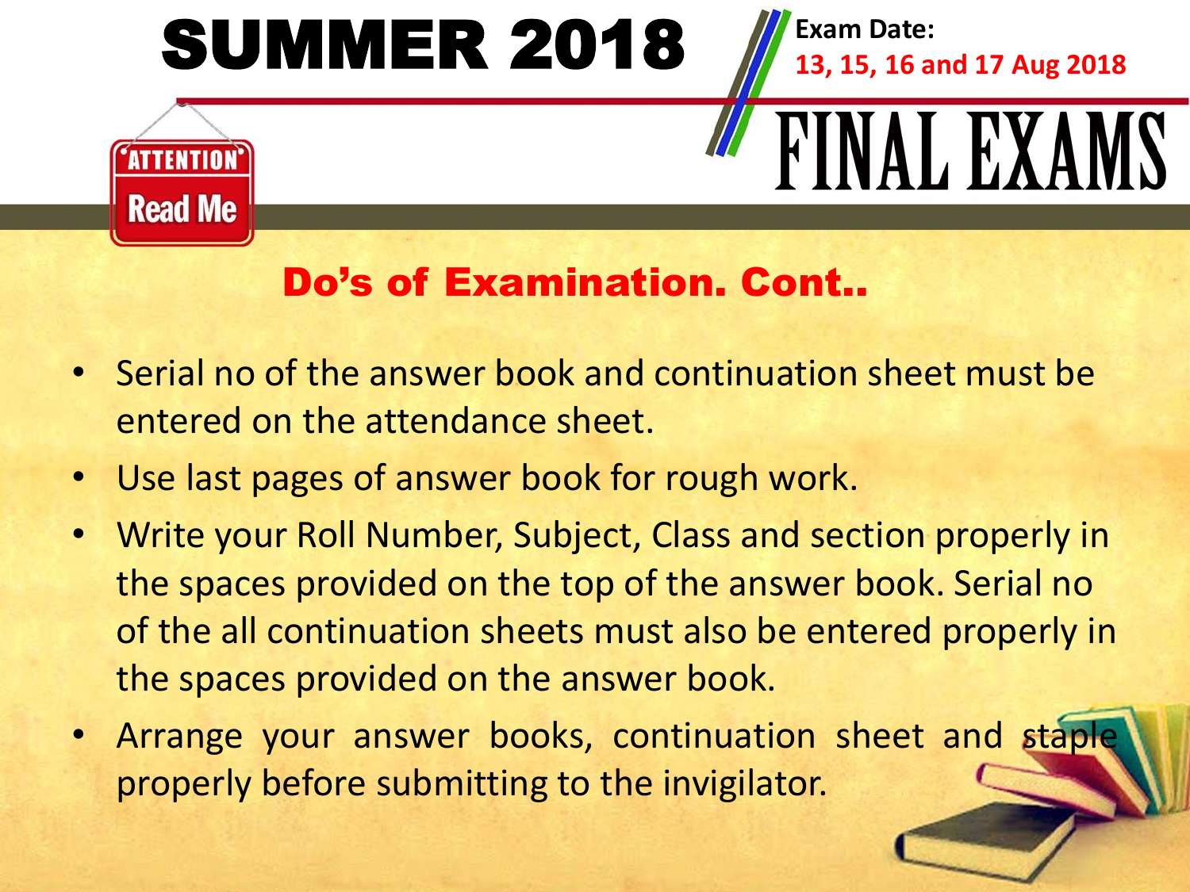# SUMMER 2018

**Exam Date:**
**13, 15, 16 and 17 Aug 2018**

# FINAL EXAMS

ATTENTION
Read Me

## Do's of Examination. Cont..

- Serial no of the answer book and continuation sheet must be entered on the attendance sheet.
- Use last pages of answer book for rough work.
- Write your Roll Number, Subject, Class and section properly in the spaces provided on the top of the answer book. Serial no of the all continuation sheets must also be entered properly in the spaces provided on the answer book.
- Arrange your answer books, continuation sheet and staple properly before submitting to the invigilator.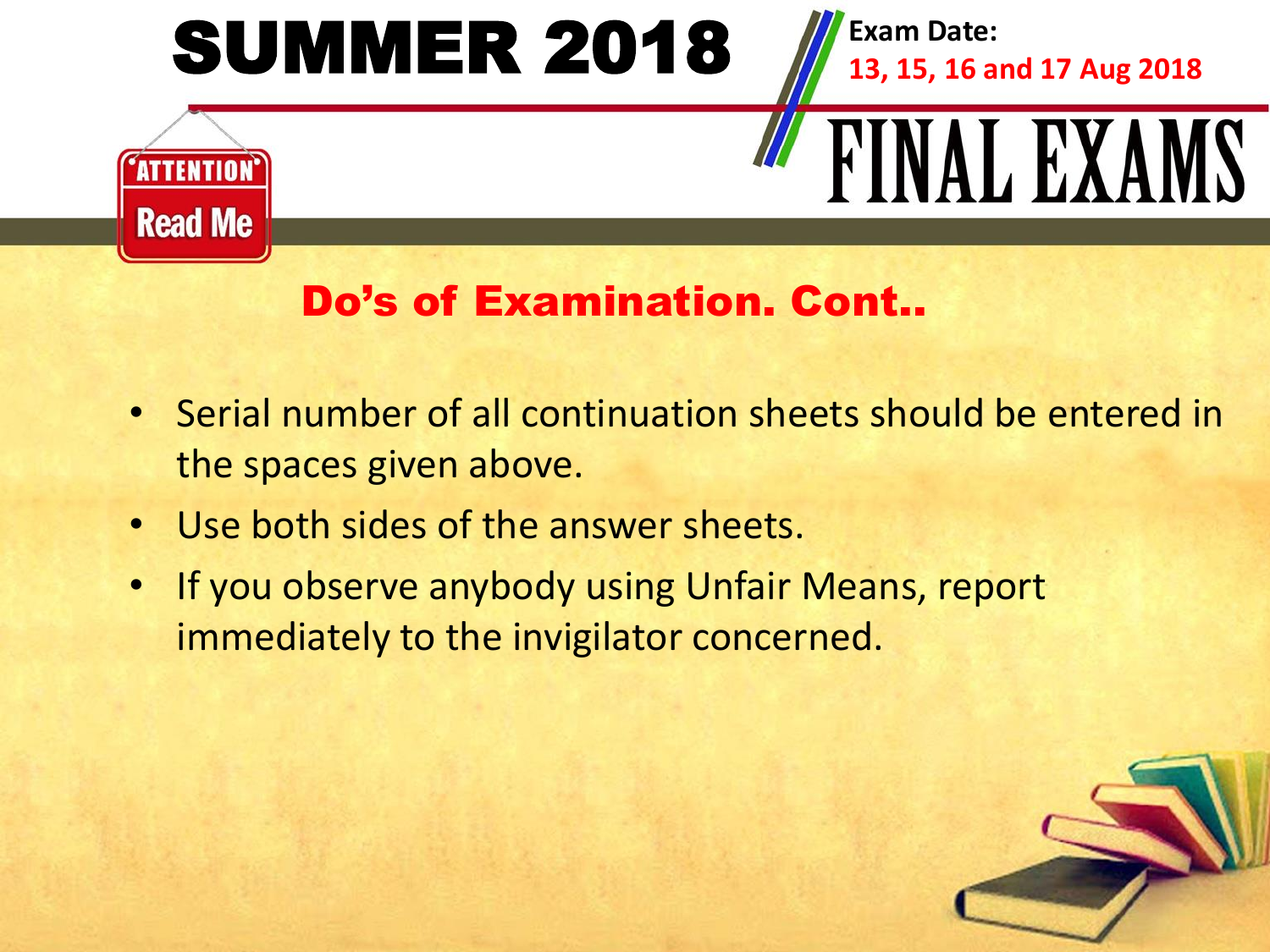# SUMMER 2018

**Exam Date:**
**13, 15, 16 and 17 Aug 2018**

# FINAL EXAMS

ATTENTION
Read Me

## Do's of Examination. Cont..

- Serial number of all continuation sheets should be entered in the spaces given above.
- Use both sides of the answer sheets.
- If you observe anybody using Unfair Means, report immediately to the invigilator concerned.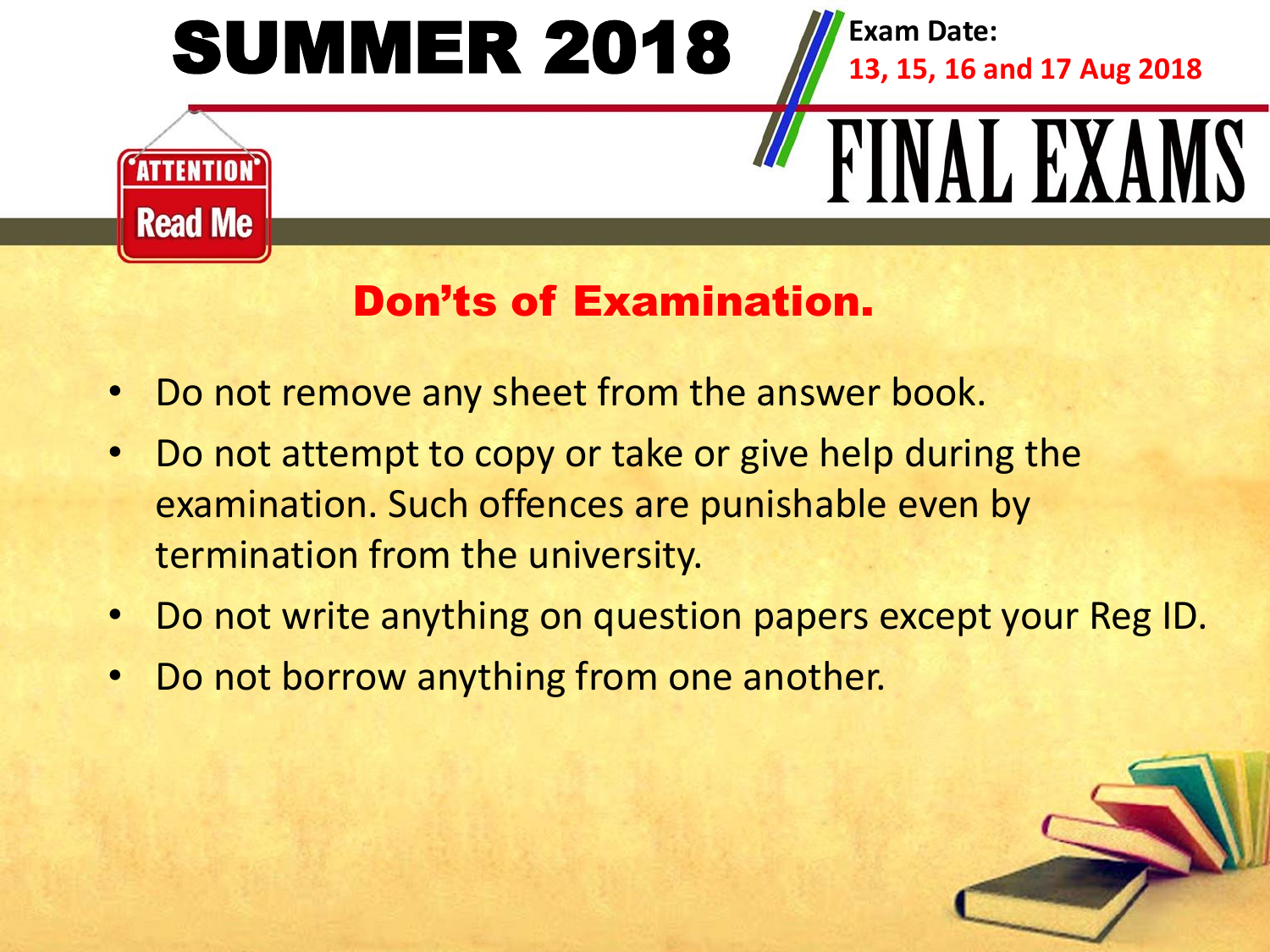# SUMMER 2018

**Exam Date:**
**13, 15, 16 and 17 Aug 2018**

# FINAL EXAMS

**ATTENTION**
**Read Me**

## Don'ts of Examination.

- Do not remove any sheet from the answer book.
- Do not attempt to copy or take or give help during the examination. Such offences are punishable even by termination from the university.
- Do not write anything on question papers except your Reg ID.
- Do not borrow anything from one another.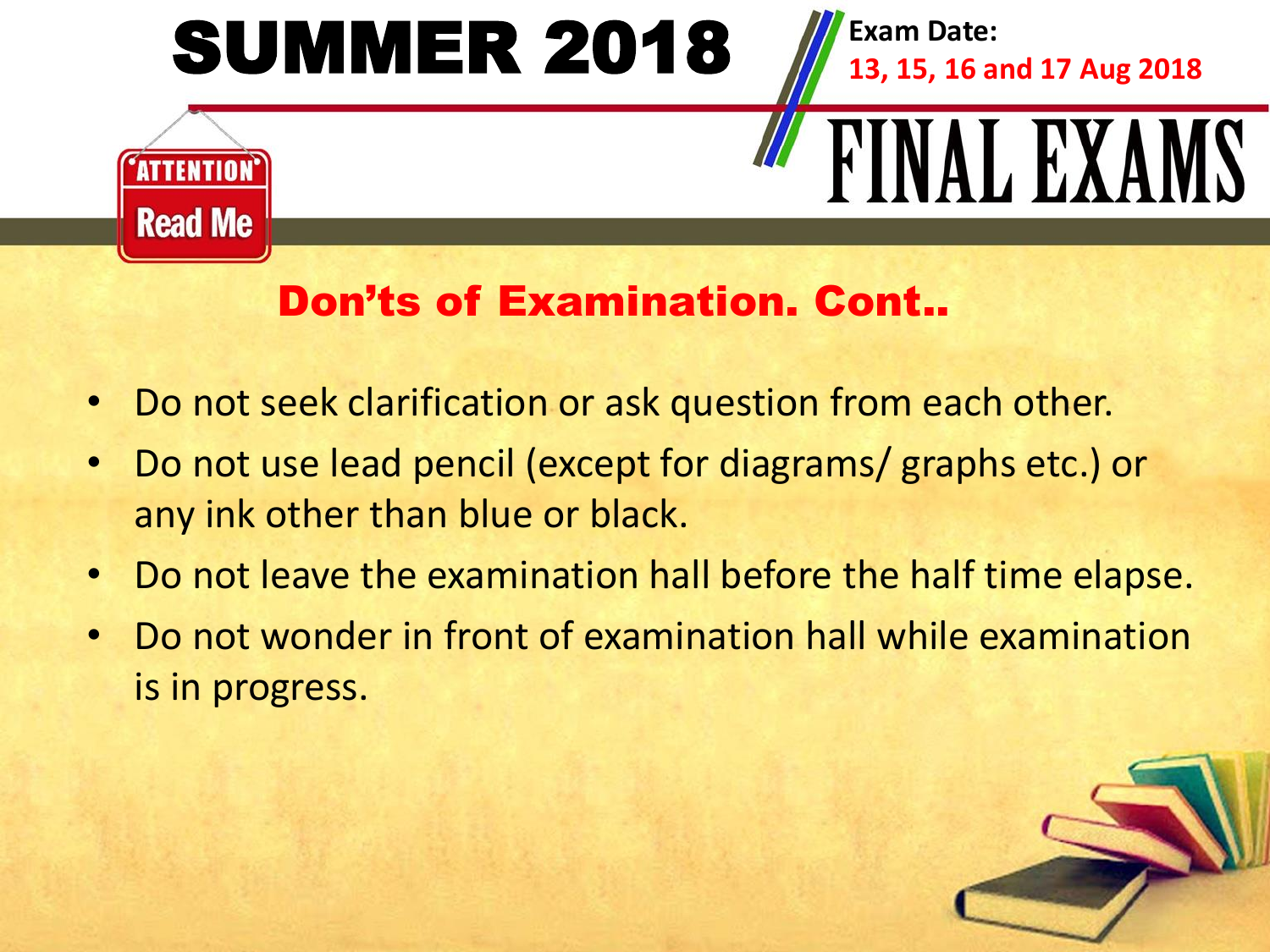# SUMMER 2018

Exam Date:
13, 15, 16 and 17 Aug 2018

# FINAL EXAMS

ATTENTION
Read Me

## Don'ts of Examination. Cont..

- Do not seek clarification or ask question from each other.
- Do not use lead pencil (except for diagrams/ graphs etc.) or any ink other than blue or black.
- Do not leave the examination hall before the half time elapse.
- Do not wonder in front of examination hall while examination is in progress.